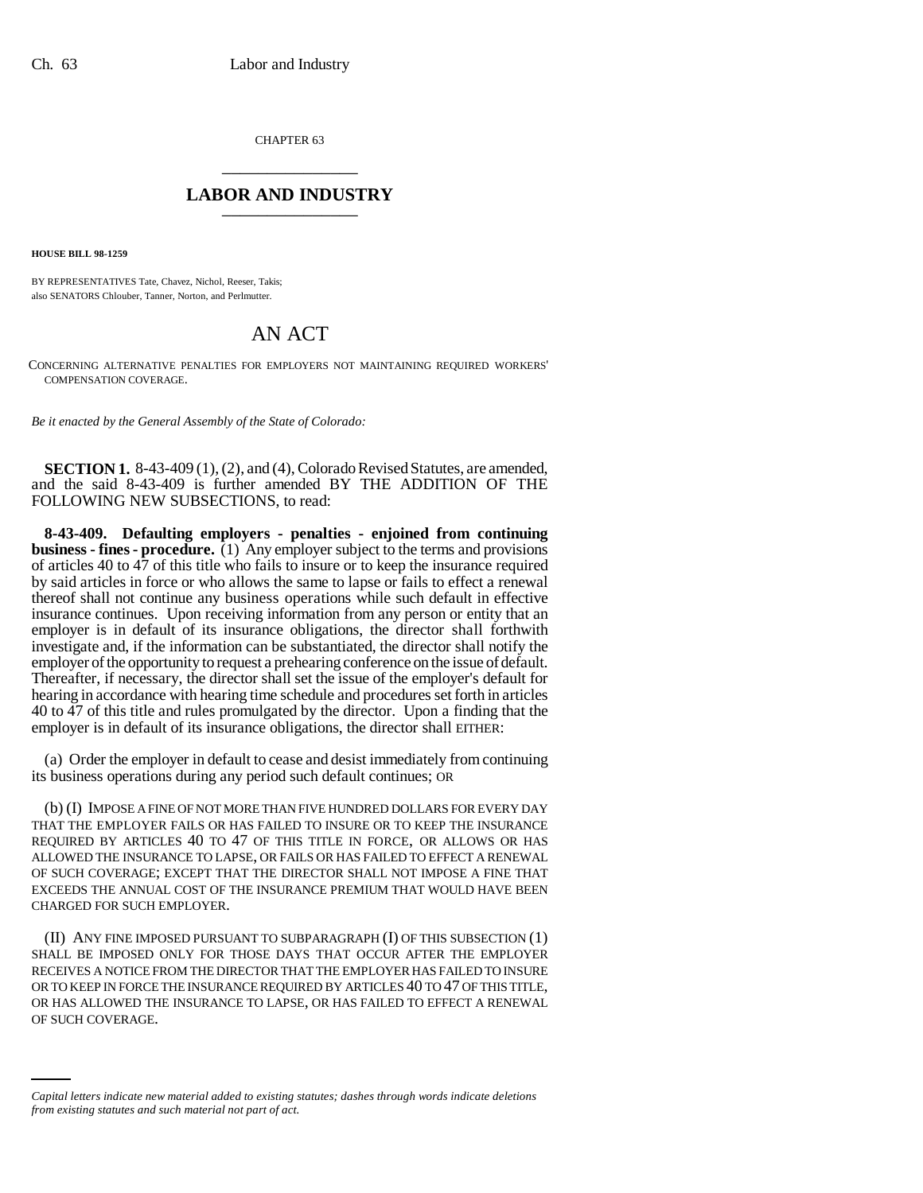CHAPTER 63

# LABOR AND INDUSTRY

**HOUSE BILL 98-1259**

BY REPRESENTATIVES Tate, Chavez, Nichol, Reeser, Takis;
also SENATORS Chlouber, Tanner, Norton, and Perlmutter.

# AN ACT

CONCERNING ALTERNATIVE PENALTIES FOR EMPLOYERS NOT MAINTAINING REQUIRED WORKERS' COMPENSATION COVERAGE.

*Be it enacted by the General Assembly of the State of Colorado:*

**SECTION 1.** 8-43-409 (1), (2), and (4), Colorado Revised Statutes, are amended, and the said 8-43-409 is further amended BY THE ADDITION OF THE FOLLOWING NEW SUBSECTIONS, to read:

**8-43-409. Defaulting employers - penalties - enjoined from continuing business - fines - procedure.** (1) Any employer subject to the terms and provisions of articles 40 to 47 of this title who fails to insure or to keep the insurance required by said articles in force or who allows the same to lapse or fails to effect a renewal thereof shall not continue any business operations while such default in effective insurance continues. Upon receiving information from any person or entity that an employer is in default of its insurance obligations, the director shall forthwith investigate and, if the information can be substantiated, the director shall notify the employer of the opportunity to request a prehearing conference on the issue of default. Thereafter, if necessary, the director shall set the issue of the employer's default for hearing in accordance with hearing time schedule and procedures set forth in articles 40 to 47 of this title and rules promulgated by the director. Upon a finding that the employer is in default of its insurance obligations, the director shall EITHER:

(a) Order the employer in default to cease and desist immediately from continuing its business operations during any period such default continues; OR

(b) (I) IMPOSE A FINE OF NOT MORE THAN FIVE HUNDRED DOLLARS FOR EVERY DAY THAT THE EMPLOYER FAILS OR HAS FAILED TO INSURE OR TO KEEP THE INSURANCE REQUIRED BY ARTICLES 40 TO 47 OF THIS TITLE IN FORCE, OR ALLOWS OR HAS ALLOWED THE INSURANCE TO LAPSE, OR FAILS OR HAS FAILED TO EFFECT A RENEWAL OF SUCH COVERAGE; EXCEPT THAT THE DIRECTOR SHALL NOT IMPOSE A FINE THAT EXCEEDS THE ANNUAL COST OF THE INSURANCE PREMIUM THAT WOULD HAVE BEEN CHARGED FOR SUCH EMPLOYER.

(II) ANY FINE IMPOSED PURSUANT TO SUBPARAGRAPH (I) OF THIS SUBSECTION (1) SHALL BE IMPOSED ONLY FOR THOSE DAYS THAT OCCUR AFTER THE EMPLOYER RECEIVES A NOTICE FROM THE DIRECTOR THAT THE EMPLOYER HAS FAILED TO INSURE OR TO KEEP IN FORCE THE INSURANCE REQUIRED BY ARTICLES 40 TO 47 OF THIS TITLE, OR HAS ALLOWED THE INSURANCE TO LAPSE, OR HAS FAILED TO EFFECT A RENEWAL OF SUCH COVERAGE.

*Capital letters indicate new material added to existing statutes; dashes through words indicate deletions from existing statutes and such material not part of act.*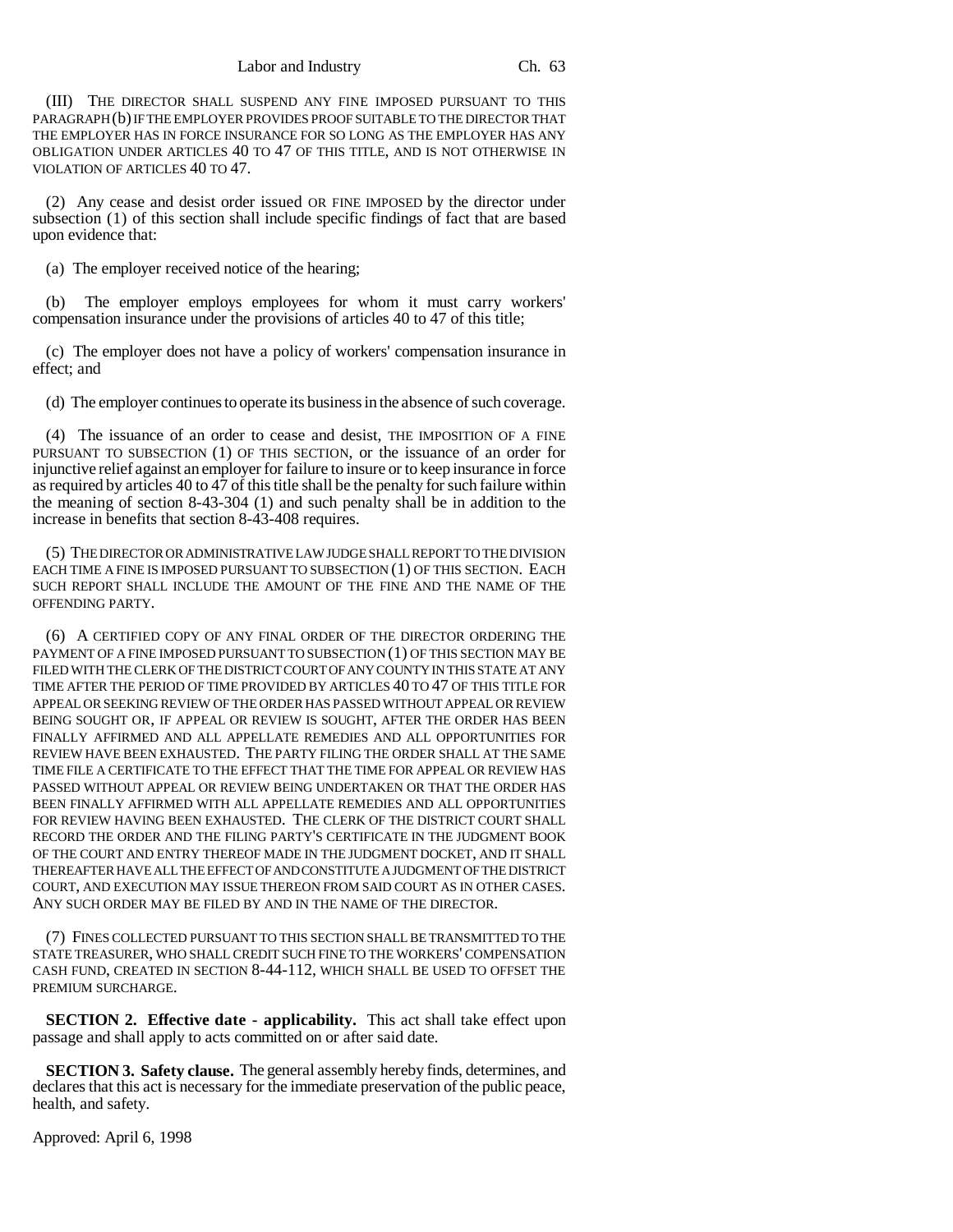(III) THE DIRECTOR SHALL SUSPEND ANY FINE IMPOSED PURSUANT TO THIS PARAGRAPH (b) IF THE EMPLOYER PROVIDES PROOF SUITABLE TO THE DIRECTOR THAT THE EMPLOYER HAS IN FORCE INSURANCE FOR SO LONG AS THE EMPLOYER HAS ANY OBLIGATION UNDER ARTICLES 40 TO 47 OF THIS TITLE, AND IS NOT OTHERWISE IN VIOLATION OF ARTICLES 40 TO 47.

(2) Any cease and desist order issued OR FINE IMPOSED by the director under subsection (1) of this section shall include specific findings of fact that are based upon evidence that:

(a) The employer received notice of the hearing;

(b) The employer employs employees for whom it must carry workers' compensation insurance under the provisions of articles 40 to 47 of this title;

(c) The employer does not have a policy of workers' compensation insurance in effect; and

(d) The employer continues to operate its business in the absence of such coverage.

(4) The issuance of an order to cease and desist, THE IMPOSITION OF A FINE PURSUANT TO SUBSECTION (1) OF THIS SECTION, or the issuance of an order for injunctive relief against an employer for failure to insure or to keep insurance in force as required by articles 40 to 47 of this title shall be the penalty for such failure within the meaning of section 8-43-304 (1) and such penalty shall be in addition to the increase in benefits that section 8-43-408 requires.

(5) THE DIRECTOR OR ADMINISTRATIVE LAW JUDGE SHALL REPORT TO THE DIVISION EACH TIME A FINE IS IMPOSED PURSUANT TO SUBSECTION (1) OF THIS SECTION. EACH SUCH REPORT SHALL INCLUDE THE AMOUNT OF THE FINE AND THE NAME OF THE OFFENDING PARTY.

(6) A CERTIFIED COPY OF ANY FINAL ORDER OF THE DIRECTOR ORDERING THE PAYMENT OF A FINE IMPOSED PURSUANT TO SUBSECTION (1) OF THIS SECTION MAY BE FILED WITH THE CLERK OF THE DISTRICT COURT OF ANY COUNTY IN THIS STATE AT ANY TIME AFTER THE PERIOD OF TIME PROVIDED BY ARTICLES 40 TO 47 OF THIS TITLE FOR APPEAL OR SEEKING REVIEW OF THE ORDER HAS PASSED WITHOUT APPEAL OR REVIEW BEING SOUGHT OR, IF APPEAL OR REVIEW IS SOUGHT, AFTER THE ORDER HAS BEEN FINALLY AFFIRMED AND ALL APPELLATE REMEDIES AND ALL OPPORTUNITIES FOR REVIEW HAVE BEEN EXHAUSTED. THE PARTY FILING THE ORDER SHALL AT THE SAME TIME FILE A CERTIFICATE TO THE EFFECT THAT THE TIME FOR APPEAL OR REVIEW HAS PASSED WITHOUT APPEAL OR REVIEW BEING UNDERTAKEN OR THAT THE ORDER HAS BEEN FINALLY AFFIRMED WITH ALL APPELLATE REMEDIES AND ALL OPPORTUNITIES FOR REVIEW HAVING BEEN EXHAUSTED. THE CLERK OF THE DISTRICT COURT SHALL RECORD THE ORDER AND THE FILING PARTY'S CERTIFICATE IN THE JUDGMENT BOOK OF THE COURT AND ENTRY THEREOF MADE IN THE JUDGMENT DOCKET, AND IT SHALL THEREAFTER HAVE ALL THE EFFECT OF AND CONSTITUTE A JUDGMENT OF THE DISTRICT COURT, AND EXECUTION MAY ISSUE THEREON FROM SAID COURT AS IN OTHER CASES. ANY SUCH ORDER MAY BE FILED BY AND IN THE NAME OF THE DIRECTOR.

(7) FINES COLLECTED PURSUANT TO THIS SECTION SHALL BE TRANSMITTED TO THE STATE TREASURER, WHO SHALL CREDIT SUCH FINE TO THE WORKERS' COMPENSATION CASH FUND, CREATED IN SECTION 8-44-112, WHICH SHALL BE USED TO OFFSET THE PREMIUM SURCHARGE.

**SECTION 2. Effective date - applicability.** This act shall take effect upon passage and shall apply to acts committed on or after said date.

**SECTION 3. Safety clause.** The general assembly hereby finds, determines, and declares that this act is necessary for the immediate preservation of the public peace, health, and safety.

Approved: April 6, 1998